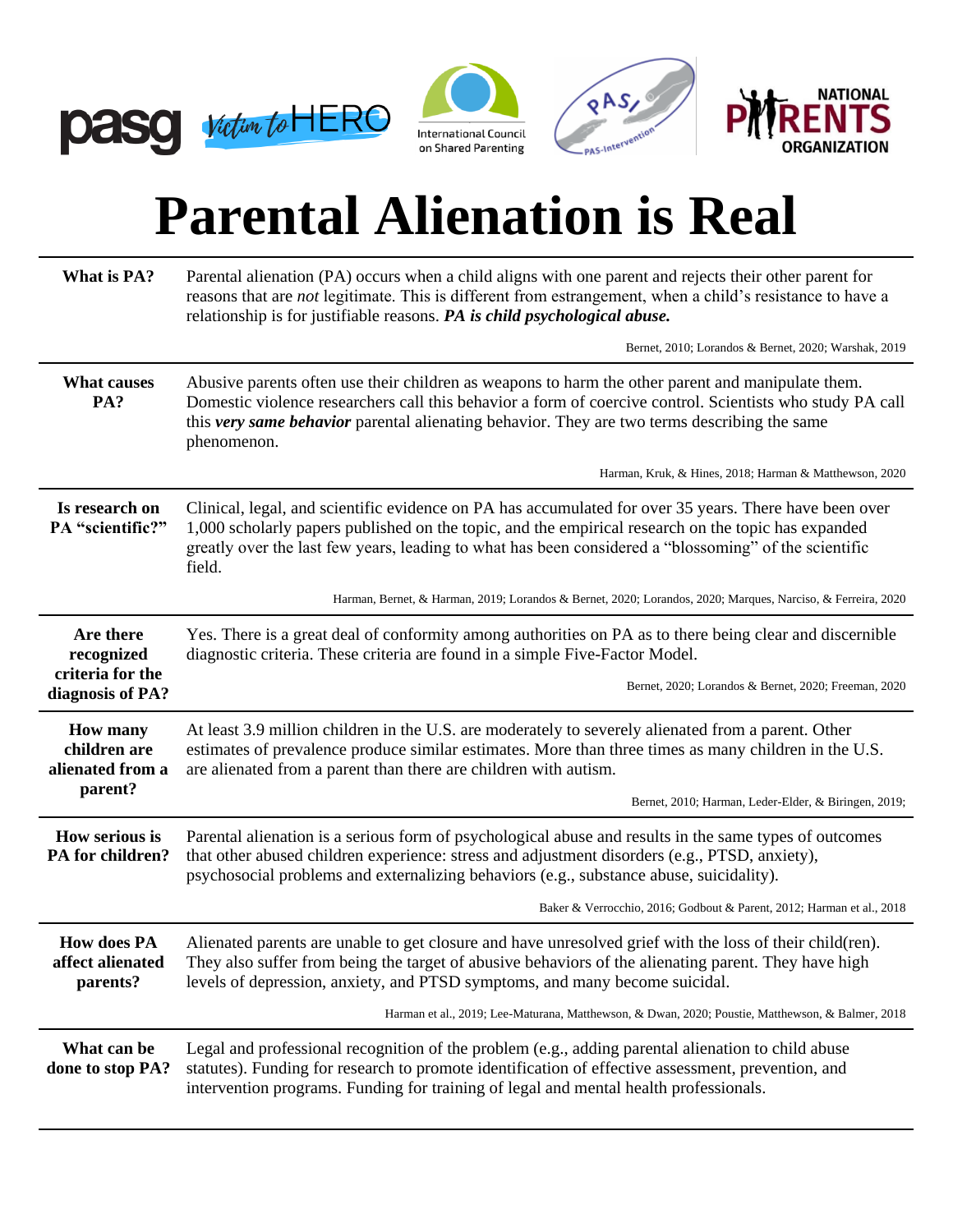pasg Victim to HERO International Council on Shared Parenting PASI PAS-Intervention NATIONAL PARENTS ORGANIZATION

# Parental Alienation is Real

| | |
|---|---|
| **What is PA?** | Parental alienation (PA) occurs when a child aligns with one parent and rejects their other parent for reasons that are *not* legitimate. This is different from estrangement, when a child's resistance to have a relationship is for justifiable reasons. ***PA is child psychological abuse.*** <br><br> Bernet, 2010; Lorandos & Bernet, 2020; Warshak, 2019 |
| **What causes PA?** | Abusive parents often use their children as weapons to harm the other parent and manipulate them. Domestic violence researchers call this behavior a form of coercive control. Scientists who study PA call this ***very same behavior*** parental alienating behavior. They are two terms describing the same phenomenon. <br><br> Harman, Kruk, & Hines, 2018; Harman & Matthewson, 2020 |
| **Is research on PA "scientific?"** | Clinical, legal, and scientific evidence on PA has accumulated for over 35 years. There have been over 1,000 scholarly papers published on the topic, and the empirical research on the topic has expanded greatly over the last few years, leading to what has been considered a "blossoming" of the scientific field. <br><br> Harman, Bernet, & Harman, 2019; Lorandos & Bernet, 2020; Lorandos, 2020; Marques, Narciso, & Ferreira, 2020 |
| **Are there recognized criteria for the diagnosis of PA?** | Yes. There is a great deal of conformity among authorities on PA as to there being clear and discernible diagnostic criteria. These criteria are found in a simple Five-Factor Model. <br><br> Bernet, 2020; Lorandos & Bernet, 2020; Freeman, 2020 |
| **How many children are alienated from a parent?** | At least 3.9 million children in the U.S. are moderately to severely alienated from a parent. Other estimates of prevalence produce similar estimates. More than three times as many children in the U.S. are alienated from a parent than there are children with autism. <br><br> Bernet, 2010; Harman, Leder-Elder, & Biringen, 2019; |
| **How serious is PA for children?** | Parental alienation is a serious form of psychological abuse and results in the same types of outcomes that other abused children experience: stress and adjustment disorders (e.g., PTSD, anxiety), psychosocial problems and externalizing behaviors (e.g., substance abuse, suicidality). <br><br> Baker & Verrocchio, 2016; Godbout & Parent, 2012; Harman et al., 2018 |
| **How does PA affect alienated parents?** | Alienated parents are unable to get closure and have unresolved grief with the loss of their child(ren). They also suffer from being the target of abusive behaviors of the alienating parent. They have high levels of depression, anxiety, and PTSD symptoms, and many become suicidal. <br><br> Harman et al., 2019; Lee-Maturana, Matthewson, & Dwan, 2020; Poustie, Matthewson, & Balmer, 2018 |
| **What can be done to stop PA?** | Legal and professional recognition of the problem (e.g., adding parental alienation to child abuse statutes). Funding for research to promote identification of effective assessment, prevention, and intervention programs. Funding for training of legal and mental health professionals. |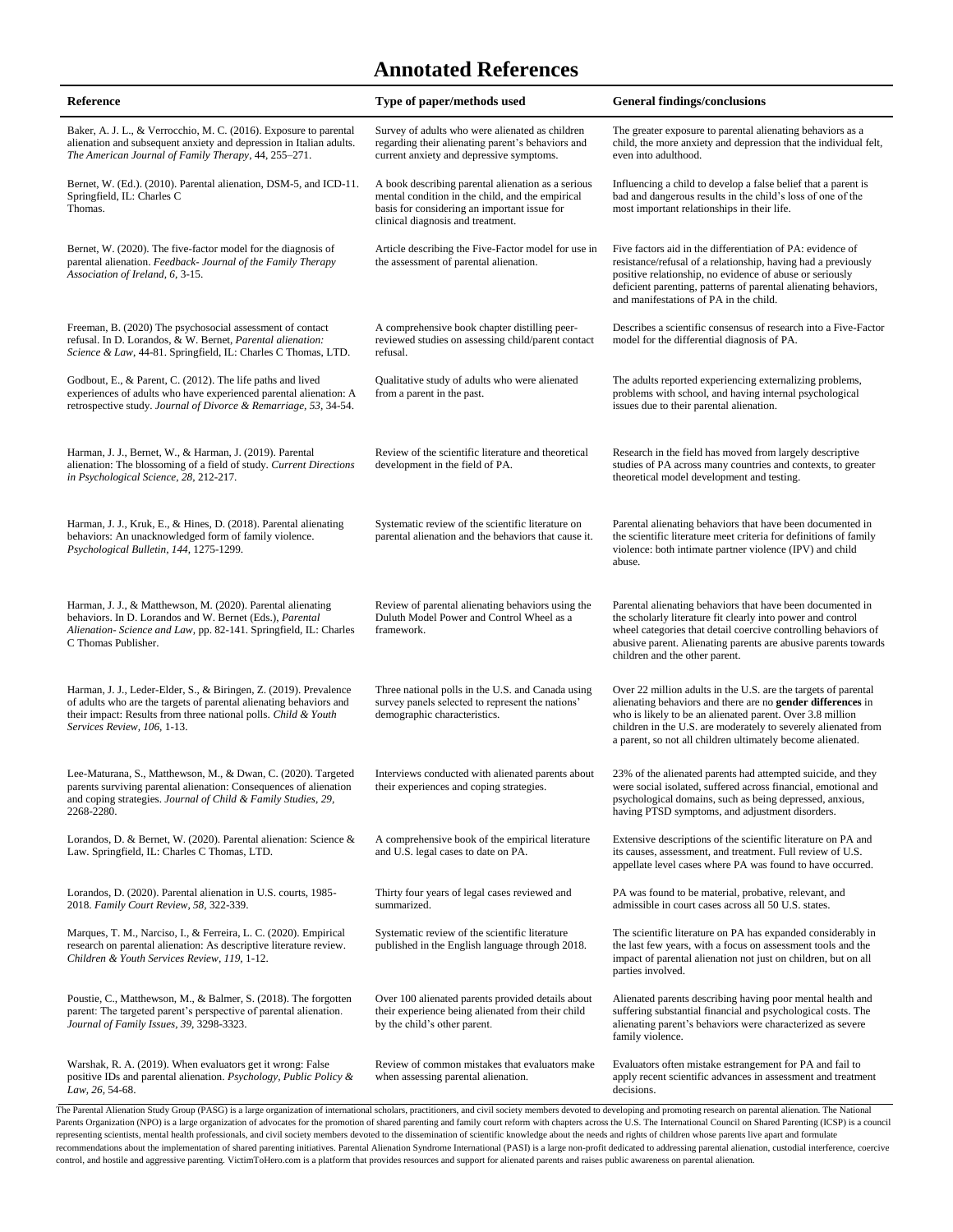# Annotated References

| Reference | Type of paper/methods used | General findings/conclusions |
|---|---|---|
| Baker, A. J. L., & Verrocchio, M. C. (2016). Exposure to parental alienation and subsequent anxiety and depression in Italian adults. *The American Journal of Family Therapy*, 44, 255–271. | Survey of adults who were alienated as children regarding their alienating parent's behaviors and current anxiety and depressive symptoms. | The greater exposure to parental alienating behaviors as a child, the more anxiety and depression that the individual felt, even into adulthood. |
| Bernet, W. (Ed.). (2010). Parental alienation, DSM-5, and ICD-11. Springfield, IL: Charles C Thomas. | A book describing parental alienation as a serious mental condition in the child, and the empirical basis for considering an important issue for clinical diagnosis and treatment. | Influencing a child to develop a false belief that a parent is bad and dangerous results in the child's loss of one of the most important relationships in their life. |
| Bernet, W. (2020). The five-factor model for the diagnosis of parental alienation. *Feedback- Journal of the Family Therapy Association of Ireland, 6,* 3-15. | Article describing the Five-Factor model for use in the assessment of parental alienation. | Five factors aid in the differentiation of PA: evidence of resistance/refusal of a relationship, having had a previously positive relationship, no evidence of abuse or seriously deficient parenting, patterns of parental alienating behaviors, and manifestations of PA in the child. |
| Freeman, B. (2020) The psychosocial assessment of contact refusal. In D. Lorandos, & W. Bernet, *Parental alienation: Science & Law*, 44-81. Springfield, IL: Charles C Thomas, LTD. | A comprehensive book chapter distilling peer-reviewed studies on assessing child/parent contact refusal. | Describes a scientific consensus of research into a Five-Factor model for the differential diagnosis of PA. |
| Godbout, E., & Parent, C. (2012). The life paths and lived experiences of adults who have experienced parental alienation: A retrospective study. *Journal of Divorce & Remarriage, 53*, 34-54. | Qualitative study of adults who were alienated from a parent in the past. | The adults reported experiencing externalizing problems, problems with school, and having internal psychological issues due to their parental alienation. |
| Harman, J. J., Bernet, W., & Harman, J. (2019). Parental alienation: The blossoming of a field of study. *Current Directions in Psychological Science, 28*, 212-217. | Review of the scientific literature and theoretical development in the field of PA. | Research in the field has moved from largely descriptive studies of PA across many countries and contexts, to greater theoretical model development and testing. |
| Harman, J. J., Kruk, E., & Hines, D. (2018). Parental alienating behaviors: An unacknowledged form of family violence. *Psychological Bulletin, 144*, 1275-1299. | Systematic review of the scientific literature on parental alienation and the behaviors that cause it. | Parental alienating behaviors that have been documented in the scientific literature meet criteria for definitions of family violence: both intimate partner violence (IPV) and child abuse. |
| Harman, J. J., & Matthewson, M. (2020). Parental alienating behaviors. In D. Lorandos and W. Bernet (Eds.), *Parental Alienation- Science and Law*, pp. 82-141. Springfield, IL: Charles C Thomas Publisher. | Review of parental alienating behaviors using the Duluth Model Power and Control Wheel as a framework. | Parental alienating behaviors that have been documented in the scholarly literature fit clearly into power and control wheel categories that detail coercive controlling behaviors of abusive parent. Alienating parents are abusive parents towards children and the other parent. |
| Harman, J. J., Leder-Elder, S., & Biringen, Z. (2019). Prevalence of adults who are the targets of parental alienating behaviors and their impact: Results from three national polls. *Child & Youth Services Review, 106*, 1-13. | Three national polls in the U.S. and Canada using survey panels selected to represent the nations' demographic characteristics. | Over 22 million adults in the U.S. are the targets of parental alienating behaviors and there are no **gender differences** in who is likely to be an alienated parent. Over 3.8 million children in the U.S. are moderately to severely alienated from a parent, so not all children ultimately become alienated. |
| Lee-Maturana, S., Matthewson, M., & Dwan, C. (2020). Targeted parents surviving parental alienation: Consequences of alienation and coping strategies. *Journal of Child & Family Studies, 29*, 2268-2280. | Interviews conducted with alienated parents about their experiences and coping strategies. | 23% of the alienated parents had attempted suicide, and they were social isolated, suffered across financial, emotional and psychological domains, such as being depressed, anxious, having PTSD symptoms, and adjustment disorders. |
| Lorandos, D. & Bernet, W. (2020). Parental alienation: Science & Law. Springfield, IL: Charles C Thomas, LTD. | A comprehensive book of the empirical literature and U.S. legal cases to date on PA. | Extensive descriptions of the scientific literature on PA and its causes, assessment, and treatment. Full review of U.S. appellate level cases where PA was found to have occurred. |
| Lorandos, D. (2020). Parental alienation in U.S. courts, 1985-2018. *Family Court Review, 58*, 322-339. | Thirty four years of legal cases reviewed and summarized. | PA was found to be material, probative, relevant, and admissible in court cases across all 50 U.S. states. |
| Marques, T. M., Narciso, I., & Ferreira, L. C. (2020). Empirical research on parental alienation: As descriptive literature review. *Children & Youth Services Review, 119*, 1-12. | Systematic review of the scientific literature published in the English language through 2018. | The scientific literature on PA has expanded considerably in the last few years, with a focus on assessment tools and the impact of parental alienation not just on children, but on all parties involved. |
| Poustie, C., Matthewson, M., & Balmer, S. (2018). The forgotten parent: The targeted parent's perspective of parental alienation. *Journal of Family Issues, 39*, 3298-3323. | Over 100 alienated parents provided details about their experience being alienated from their child by the child's other parent. | Alienated parents describing having poor mental health and suffering substantial financial and psychological costs. The alienating parent's behaviors were characterized as severe family violence. |
| Warshak, R. A. (2019). When evaluators get it wrong: False positive IDs and parental alienation. *Psychology, Public Policy & Law, 26*, 54-68. | Review of common mistakes that evaluators make when assessing parental alienation. | Evaluators often mistake estrangement for PA and fail to apply recent scientific advances in assessment and treatment decisions. |

The Parental Alienation Study Group (PASG) is a large organization of international scholars, practitioners, and civil society members devoted to developing and promoting research on parental alienation. The National Parents Organization (NPO) is a large organization of advocates for the promotion of shared parenting and family court reform with chapters across the U.S. The International Council on Shared Parenting (ICSP) is a council representing scientists, mental health professionals, and civil society members devoted to the dissemination of scientific knowledge about the needs and rights of children whose parents live apart and formulate recommendations about the implementation of shared parenting initiatives. Parental Alienation Syndrome International (PASI) is a large non-profit dedicated to addressing parental alienation, custodial interference, coercive control, and hostile and aggressive parenting. VictimToHero.com is a platform that provides resources and support for alienated parents and raises public awareness on parental alienation.